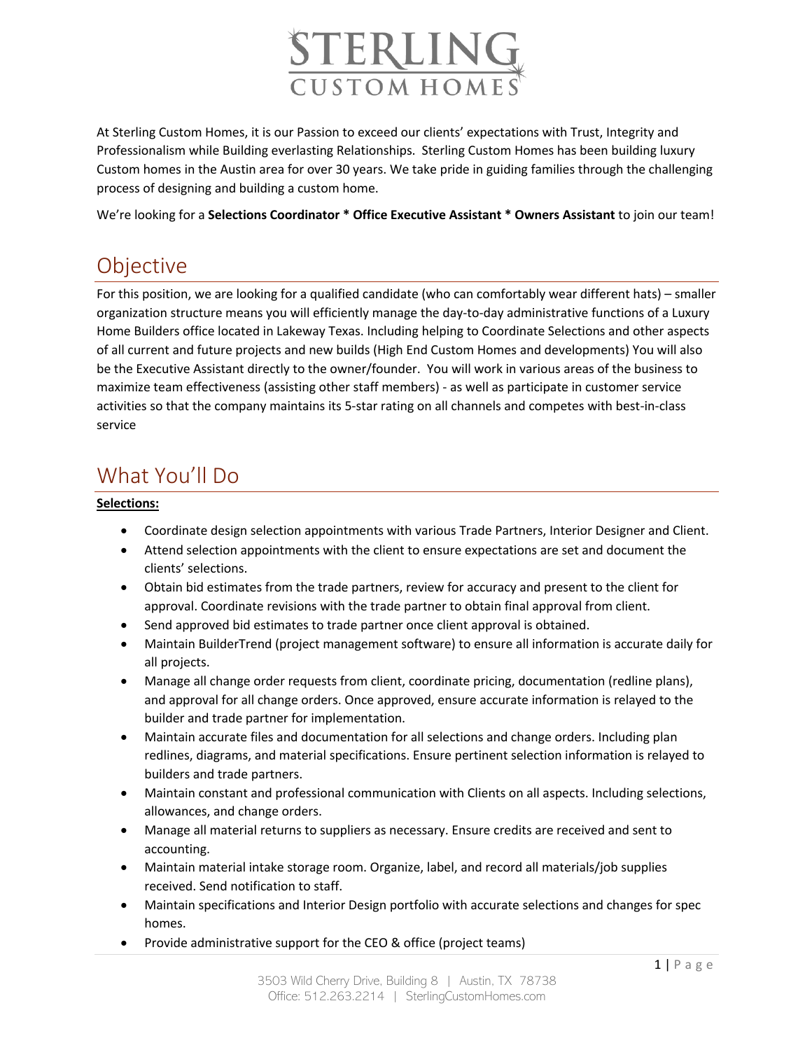# STERLING CUSTOM HOMES

At Sterling Custom Homes, it is our Passion to exceed our clients' expectations with Trust, Integrity and Professionalism while Building everlasting Relationships. Sterling Custom Homes has been building luxury Custom homes in the Austin area for over 30 years. We take pride in guiding families through the challenging process of designing and building a custom home.

We're looking for a **Selections Coordinator * Office Executive Assistant * Owners Assistant** to join our team!

## Objective

For this position, we are looking for a qualified candidate (who can comfortably wear different hats) – smaller organization structure means you will efficiently manage the day-to-day administrative functions of a Luxury Home Builders office located in Lakeway Texas. Including helping to Coordinate Selections and other aspects of all current and future projects and new builds (High End Custom Homes and developments) You will also be the Executive Assistant directly to the owner/founder. You will work in various areas of the business to maximize team effectiveness (assisting other staff members) - as well as participate in customer service activities so that the company maintains its 5-star rating on all channels and competes with best-in-class service

## What You'll Do

**Selections:**

- Coordinate design selection appointments with various Trade Partners, Interior Designer and Client.
- Attend selection appointments with the client to ensure expectations are set and document the clients' selections.
- Obtain bid estimates from the trade partners, review for accuracy and present to the client for approval. Coordinate revisions with the trade partner to obtain final approval from client.
- Send approved bid estimates to trade partner once client approval is obtained.
- Maintain BuilderTrend (project management software) to ensure all information is accurate daily for all projects.
- Manage all change order requests from client, coordinate pricing, documentation (redline plans), and approval for all change orders. Once approved, ensure accurate information is relayed to the builder and trade partner for implementation.
- Maintain accurate files and documentation for all selections and change orders. Including plan redlines, diagrams, and material specifications. Ensure pertinent selection information is relayed to builders and trade partners.
- Maintain constant and professional communication with Clients on all aspects. Including selections, allowances, and change orders.
- Manage all material returns to suppliers as necessary. Ensure credits are received and sent to accounting.
- Maintain material intake storage room. Organize, label, and record all materials/job supplies received. Send notification to staff.
- Maintain specifications and Interior Design portfolio with accurate selections and changes for spec homes.
- Provide administrative support for the CEO & office (project teams)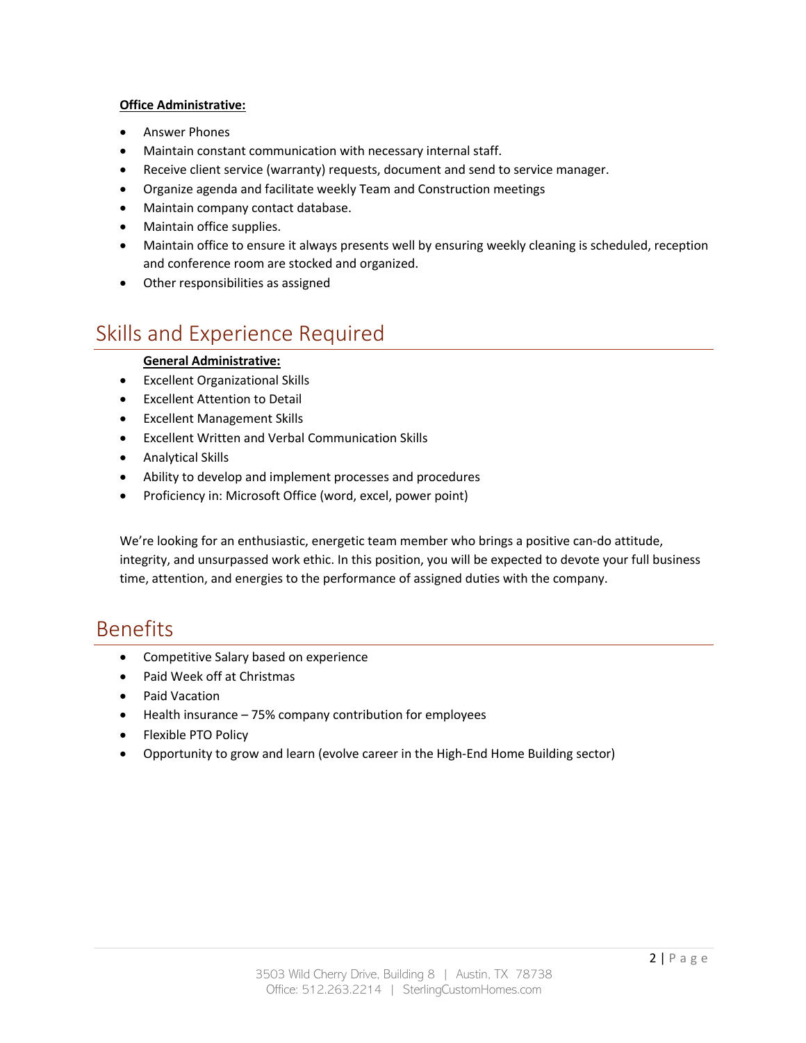**Office Administrative:**

- Answer Phones
- Maintain constant communication with necessary internal staff.
- Receive client service (warranty) requests, document and send to service manager.
- Organize agenda and facilitate weekly Team and Construction meetings
- Maintain company contact database.
- Maintain office supplies.
- Maintain office to ensure it always presents well by ensuring weekly cleaning is scheduled, reception and conference room are stocked and organized.
- Other responsibilities as assigned

## Skills and Experience Required

**General Administrative:**

- Excellent Organizational Skills
- Excellent Attention to Detail
- Excellent Management Skills
- Excellent Written and Verbal Communication Skills
- Analytical Skills
- Ability to develop and implement processes and procedures
- Proficiency in: Microsoft Office (word, excel, power point)

We're looking for an enthusiastic, energetic team member who brings a positive can-do attitude, integrity, and unsurpassed work ethic. In this position, you will be expected to devote your full business time, attention, and energies to the performance of assigned duties with the company.

## Benefits

- Competitive Salary based on experience
- Paid Week off at Christmas
- Paid Vacation
- Health insurance – 75% company contribution for employees
- Flexible PTO Policy
- Opportunity to grow and learn (evolve career in the High-End Home Building sector)